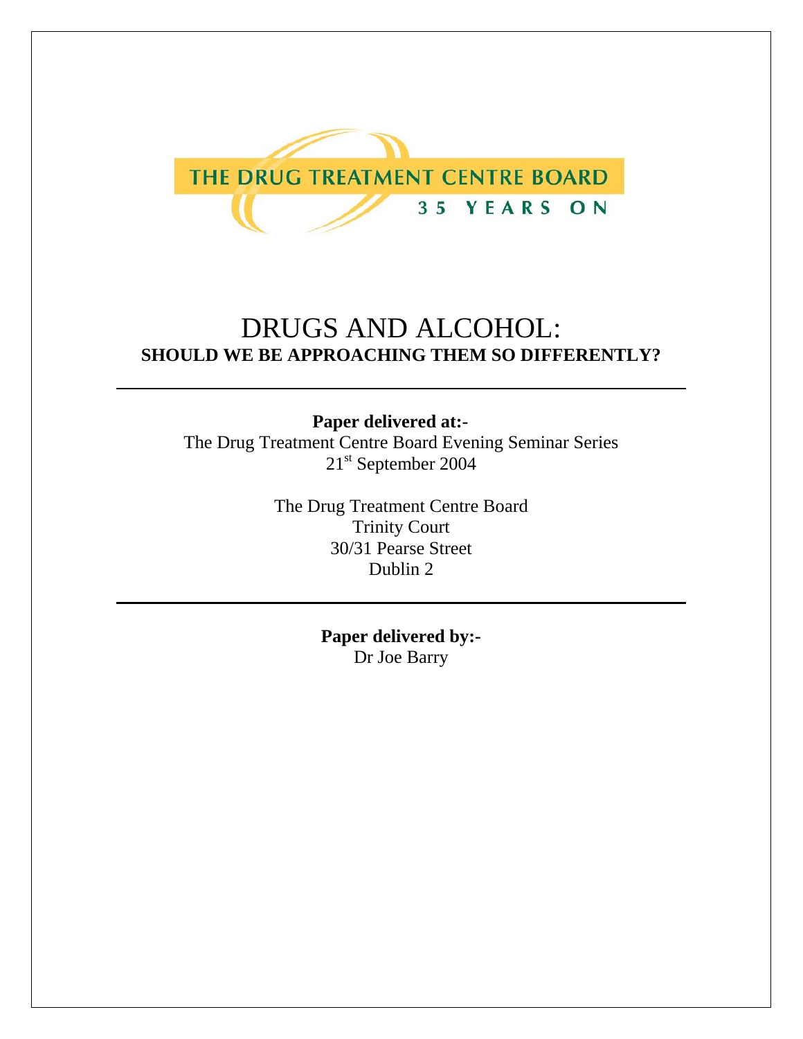THE DRUG TREATMENT CENTRE BOARD

35 YEARS ON

# DRUGS AND ALCOHOL:
## SHOULD WE BE APPROACHING THEM SO DIFFERENTLY?

---

**Paper delivered at:-**
The Drug Treatment Centre Board Evening Seminar Series
21st September 2004

The Drug Treatment Centre Board
Trinity Court
30/31 Pearse Street
Dublin 2

---

**Paper delivered by:-**
Dr Joe Barry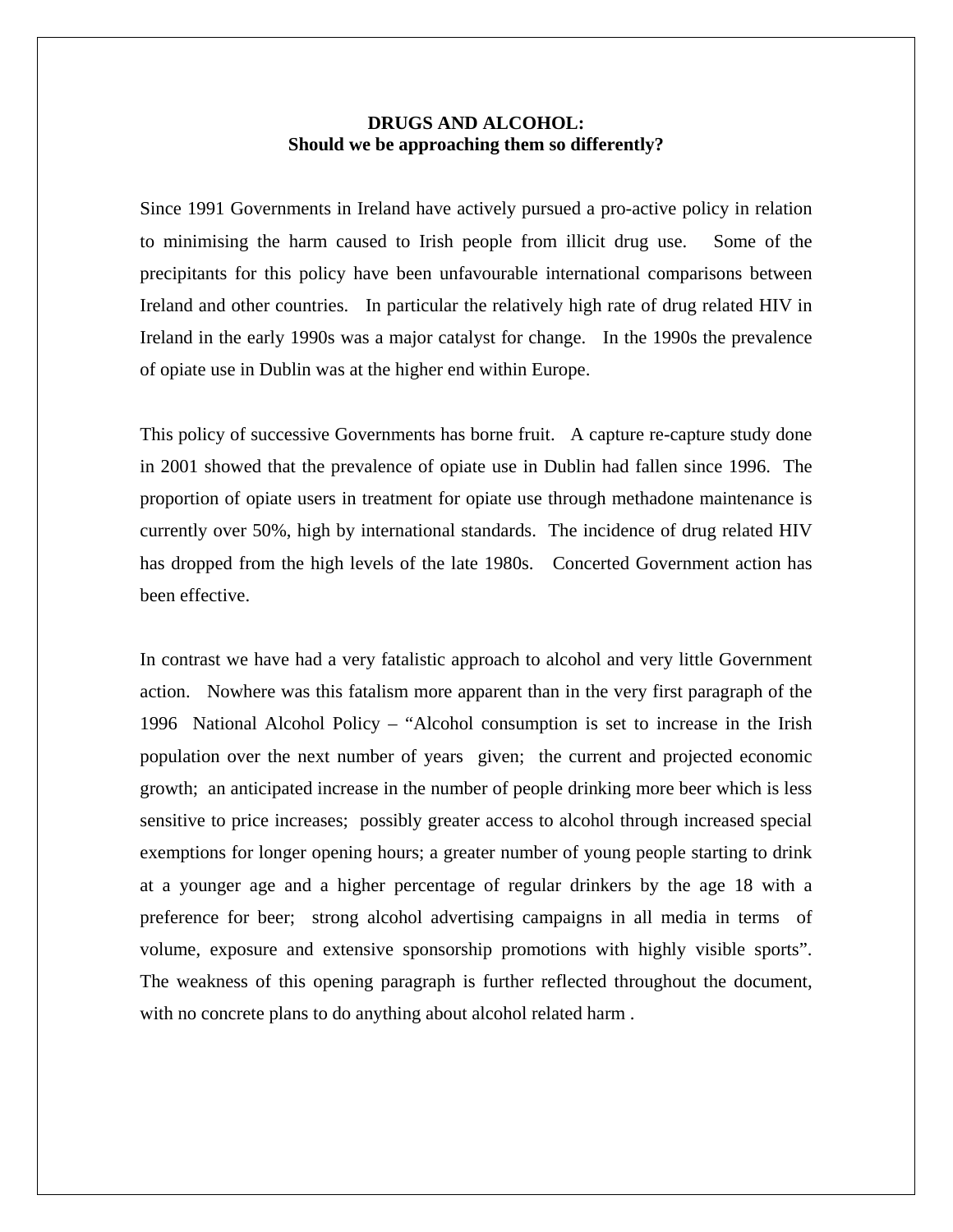**DRUGS AND ALCOHOL:**
**Should we be approaching them so differently?**

Since 1991 Governments in Ireland have actively pursued a pro-active policy in relation to minimising the harm caused to Irish people from illicit drug use. Some of the precipitants for this policy have been unfavourable international comparisons between Ireland and other countries. In particular the relatively high rate of drug related HIV in Ireland in the early 1990s was a major catalyst for change. In the 1990s the prevalence of opiate use in Dublin was at the higher end within Europe.

This policy of successive Governments has borne fruit. A capture re-capture study done in 2001 showed that the prevalence of opiate use in Dublin had fallen since 1996. The proportion of opiate users in treatment for opiate use through methadone maintenance is currently over 50%, high by international standards. The incidence of drug related HIV has dropped from the high levels of the late 1980s. Concerted Government action has been effective.

In contrast we have had a very fatalistic approach to alcohol and very little Government action. Nowhere was this fatalism more apparent than in the very first paragraph of the 1996 National Alcohol Policy – "Alcohol consumption is set to increase in the Irish population over the next number of years given; the current and projected economic growth; an anticipated increase in the number of people drinking more beer which is less sensitive to price increases; possibly greater access to alcohol through increased special exemptions for longer opening hours; a greater number of young people starting to drink at a younger age and a higher percentage of regular drinkers by the age 18 with a preference for beer; strong alcohol advertising campaigns in all media in terms of volume, exposure and extensive sponsorship promotions with highly visible sports". The weakness of this opening paragraph is further reflected throughout the document, with no concrete plans to do anything about alcohol related harm .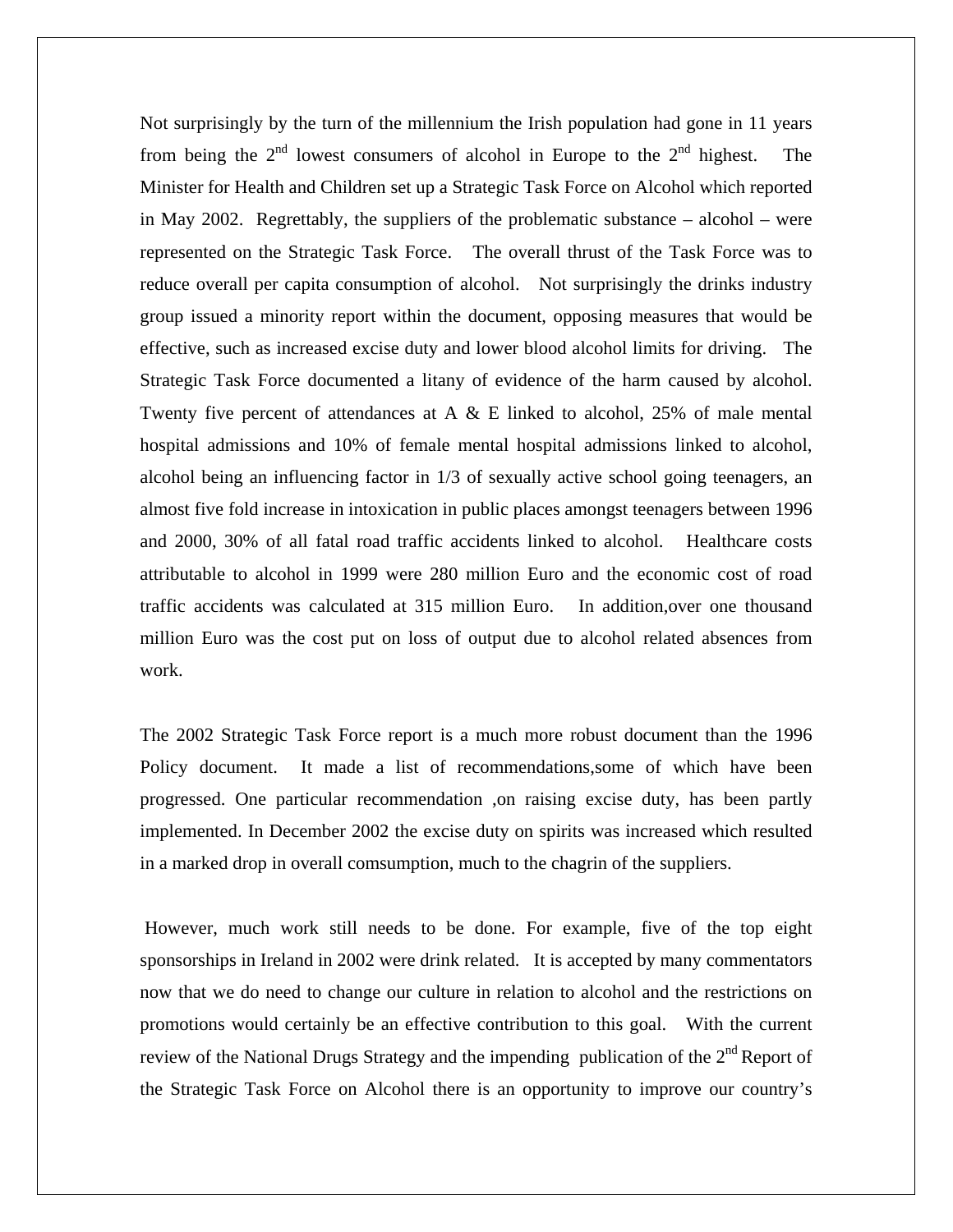Not surprisingly by the turn of the millennium the Irish population had gone in 11 years from being the 2nd lowest consumers of alcohol in Europe to the 2nd highest. The Minister for Health and Children set up a Strategic Task Force on Alcohol which reported in May 2002. Regrettably, the suppliers of the problematic substance – alcohol – were represented on the Strategic Task Force. The overall thrust of the Task Force was to reduce overall per capita consumption of alcohol. Not surprisingly the drinks industry group issued a minority report within the document, opposing measures that would be effective, such as increased excise duty and lower blood alcohol limits for driving. The Strategic Task Force documented a litany of evidence of the harm caused by alcohol. Twenty five percent of attendances at A & E linked to alcohol, 25% of male mental hospital admissions and 10% of female mental hospital admissions linked to alcohol, alcohol being an influencing factor in 1/3 of sexually active school going teenagers, an almost five fold increase in intoxication in public places amongst teenagers between 1996 and 2000, 30% of all fatal road traffic accidents linked to alcohol. Healthcare costs attributable to alcohol in 1999 were 280 million Euro and the economic cost of road traffic accidents was calculated at 315 million Euro. In addition,over one thousand million Euro was the cost put on loss of output due to alcohol related absences from work.

The 2002 Strategic Task Force report is a much more robust document than the 1996 Policy document. It made a list of recommendations,some of which have been progressed. One particular recommendation ,on raising excise duty, has been partly implemented. In December 2002 the excise duty on spirits was increased which resulted in a marked drop in overall comsumption, much to the chagrin of the suppliers.

However, much work still needs to be done. For example, five of the top eight sponsorships in Ireland in 2002 were drink related. It is accepted by many commentators now that we do need to change our culture in relation to alcohol and the restrictions on promotions would certainly be an effective contribution to this goal. With the current review of the National Drugs Strategy and the impending publication of the 2nd Report of the Strategic Task Force on Alcohol there is an opportunity to improve our country's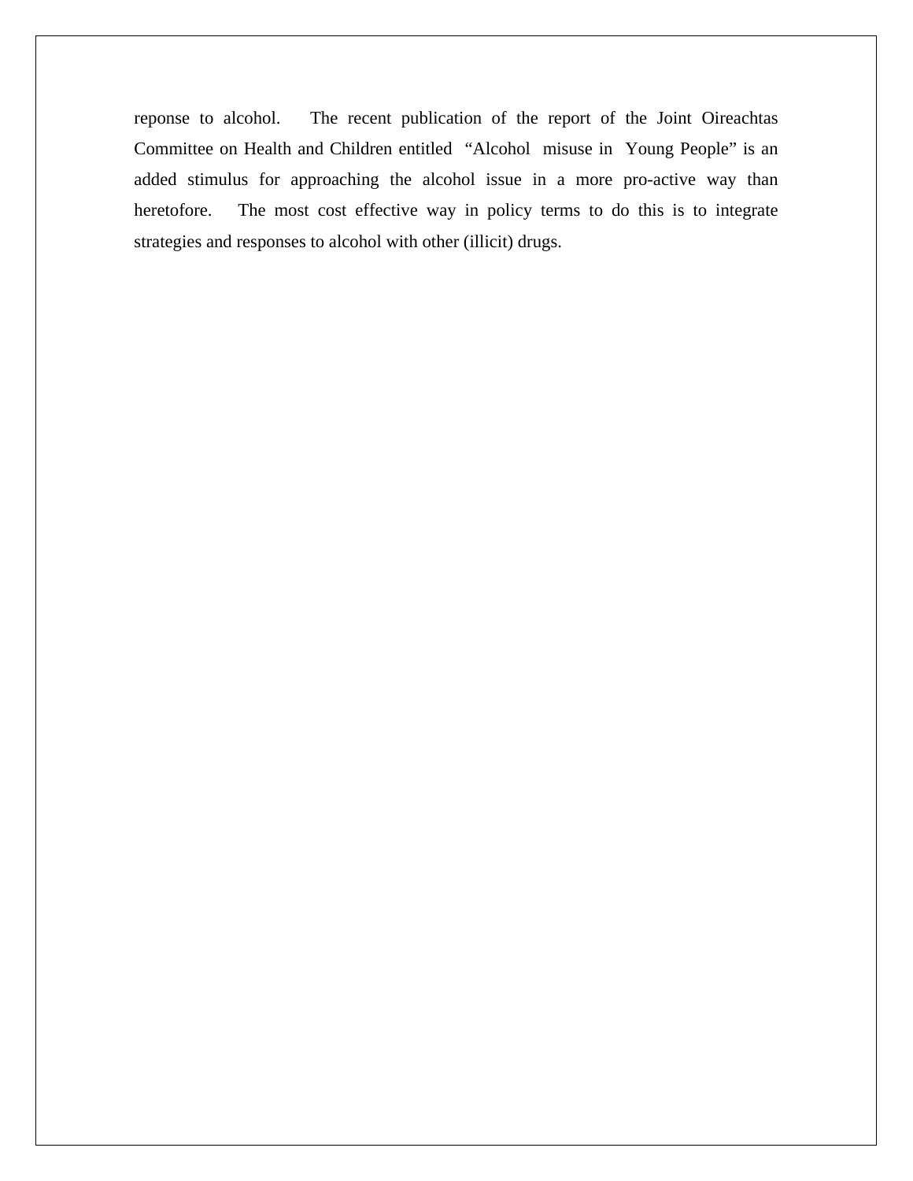reponse to alcohol. The recent publication of the report of the Joint Oireachtas Committee on Health and Children entitled "Alcohol misuse in Young People" is an added stimulus for approaching the alcohol issue in a more pro-active way than heretofore. The most cost effective way in policy terms to do this is to integrate strategies and responses to alcohol with other (illicit) drugs.